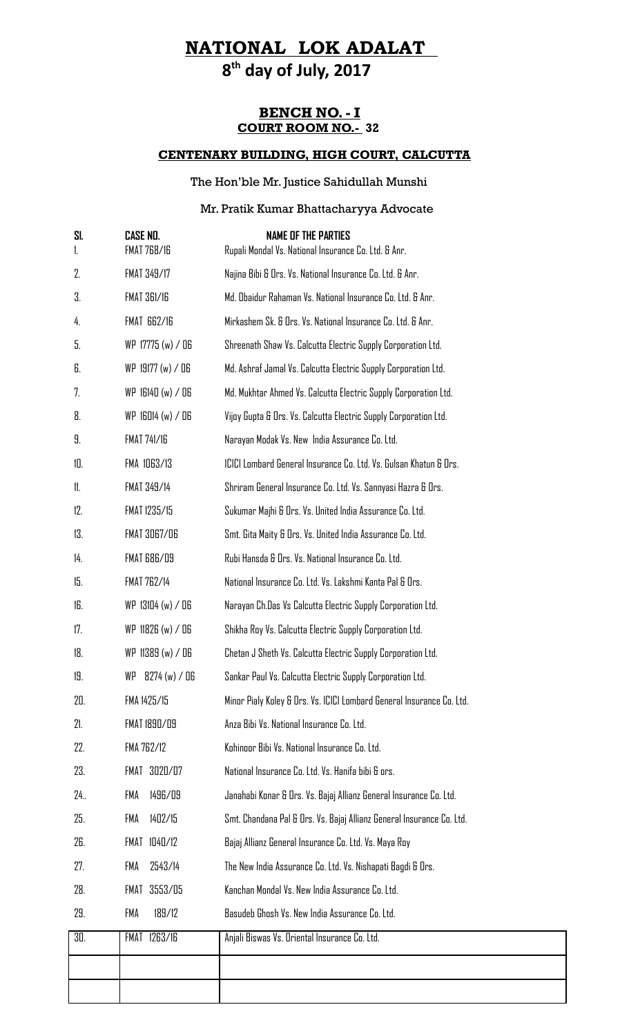# NATIONAL LOK ADALAT

## 8th day of July, 2017

### BENCH NO. - I
### COURT ROOM NO.- 32

### CENTENARY BUILDING, HIGH COURT, CALCUTTA

The Hon'ble Mr. Justice Sahidullah Munshi

Mr. Pratik Kumar Bhattacharyya Advocate

| Sl. | CASE NO. | NAME OF THE PARTIES |
|---|---|---|
| 1. | FMAT 768/16 | Rupali Mondal Vs. National Insurance Co. Ltd. & Anr. |
| 2. | FMAT 349/17 | Najina Bibi & Ors. Vs. National Insurance Co. Ltd. & Anr. |
| 3. | FMAT 361/16 | Md. Obaidur Rahaman Vs. National Insurance Co. Ltd. & Anr. |
| 4. | FMAT 662/16 | Mirkashem Sk. & Ors. Vs. National Insurance Co. Ltd. & Anr. |
| 5. | WP 17775 (w) / 06 | Shreenath Shaw Vs. Calcutta Electric Supply Corporation Ltd. |
| 6. | WP 19177 (w) / 06 | Md. Ashraf Jamal Vs. Calcutta Electric Supply Corporation Ltd. |
| 7. | WP 16140 (w) / 06 | Md. Mukhtar Ahmed Vs. Calcutta Electric Supply Corporation Ltd. |
| 8. | WP 16014 (w) / 06 | Vijoy Gupta & Ors. Vs. Calcutta Electric Supply Corporation Ltd. |
| 9. | FMAT 741/16 | Narayan Modak Vs. New India Assurance Co. Ltd. |
| 10. | FMA 1063/13 | ICICI Lombard General Insurance Co. Ltd. Vs. Gulsan Khatun & Ors. |
| 11. | FMAT 349/14 | Shriram General Insurance Co. Ltd. Vs. Sannyasi Hazra & Ors. |
| 12. | FMAT 1235/15 | Sukumar Majhi & Ors. Vs. United India Assurance Co. Ltd. |
| 13. | FMAT 3067/06 | Smt. Gita Maity & Ors. Vs. United India Assurance Co. Ltd. |
| 14. | FMAT 686/09 | Rubi Hansda & Ors. Vs. National Insurance Co. Ltd. |
| 15. | FMAT 762/14 | National Insurance Co. Ltd. Vs. Lakshmi Kanta Pal & Ors. |
| 16. | WP 13104 (w) / 06 | Narayan Ch.Das Vs Calcutta Electric Supply Corporation Ltd. |
| 17. | WP 11826 (w) / 06 | Shikha Roy Vs. Calcutta Electric Supply Corporation Ltd. |
| 18. | WP 11389 (w) / 06 | Chetan J Sheth Vs. Calcutta Electric Supply Corporation Ltd. |
| 19. | WP 8274 (w) / 06 | Sankar Paul Vs. Calcutta Electric Supply Corporation Ltd. |
| 20. | FMA 1425/15 | Minor Pialy Koley & Ors. Vs. ICICI Lombard General Insurance Co. Ltd. |
| 21. | FMAT 1890/09 | Anza Bibi Vs. National Insurance Co. Ltd. |
| 22. | FMA 762/12 | Kohinoor Bibi Vs. National Insurance Co. Ltd. |
| 23. | FMAT 3020/07 | National Insurance Co. Ltd. Vs. Hanifa bibi & ors. |
| 24.. | FMA 1496/09 | Janahabi Konar & Ors. Vs. Bajaj Allianz General Insurance Co. Ltd. |
| 25. | FMA 1402/15 | Smt. Chandana Pal & Ors. Vs. Bajaj Allianz General Insurance Co. Ltd. |
| 26. | FMAT 1040/12 | Bajaj Allianz General Insurance Co. Ltd. Vs. Maya Roy |
| 27. | FMA 2543/14 | The New India Assurance Co. Ltd. Vs. Nishapati Bagdi & Ors. |
| 28. | FMAT 3553/05 | Kanchan Mondal Vs. New India Assurance Co. Ltd. |
| 29. | FMA 189/12 | Basudeb Ghosh Vs. New India Assurance Co. Ltd. |
| 30. | FMAT 1263/16 | Anjali Biswas Vs. Oriental Insurance Co. Ltd. |
| | | |
| | | |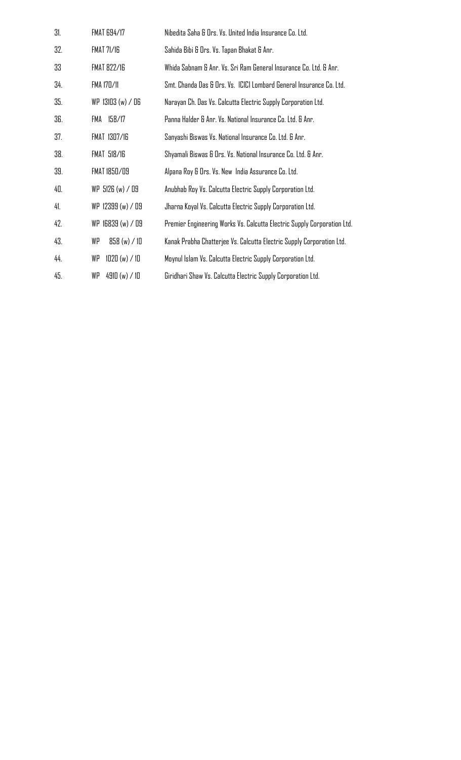| | | |
|---|---|---|
| 31. | FMAT 694/17 | Nibedita Saha & Ors. Vs. United India Insurance Co. Ltd. |
| 32. | FMAT 71/16 | Sahida Bibi & Ors. Vs. Tapan Bhakat & Anr. |
| 33 | FMAT 822/16 | Whida Sabnam & Anr. Vs. Sri Ram General Insurance Co. Ltd. & Anr. |
| 34. | FMA 170/11 | Smt. Chanda Das & Ors. Vs. ICICI Lombard General Insurance Co. Ltd. |
| 35. | WP 13103 (w) / 06 | Narayan Ch. Das Vs. Calcutta Electric Supply Corporation Ltd. |
| 36. | FMA 158/17 | Panna Halder & Anr. Vs. National Insurance Co. Ltd. & Anr. |
| 37. | FMAT 1307/16 | Sanyashi Biswas Vs. National Insurance Co. Ltd. & Anr. |
| 38. | FMAT 518/16 | Shyamali Biswas & Ors. Vs. National Insurance Co. Ltd. & Anr. |
| 39. | FMAT 1850/09 | Alpana Roy & Ors. Vs. New India Assurance Co. Ltd. |
| 40. | WP 5126 (w) / 09 | Anubhab Roy Vs. Calcutta Electric Supply Corporation Ltd. |
| 41. | WP 12399 (w) / 09 | Jharna Koyal Vs. Calcutta Electric Supply Corporation Ltd. |
| 42. | WP 16839 (w) / 09 | Premier Engineering Works Vs. Calcutta Electric Supply Corporation Ltd. |
| 43. | WP 858 (w) / 10 | Kanak Prabha Chatterjee Vs. Calcutta Electric Supply Corporation Ltd. |
| 44. | WP 1020 (w) / 10 | Moynul Islam Vs. Calcutta Electric Supply Corporation Ltd. |
| 45. | WP 4910 (w) / 10 | Giridhari Shaw Vs. Calcutta Electric Supply Corporation Ltd. |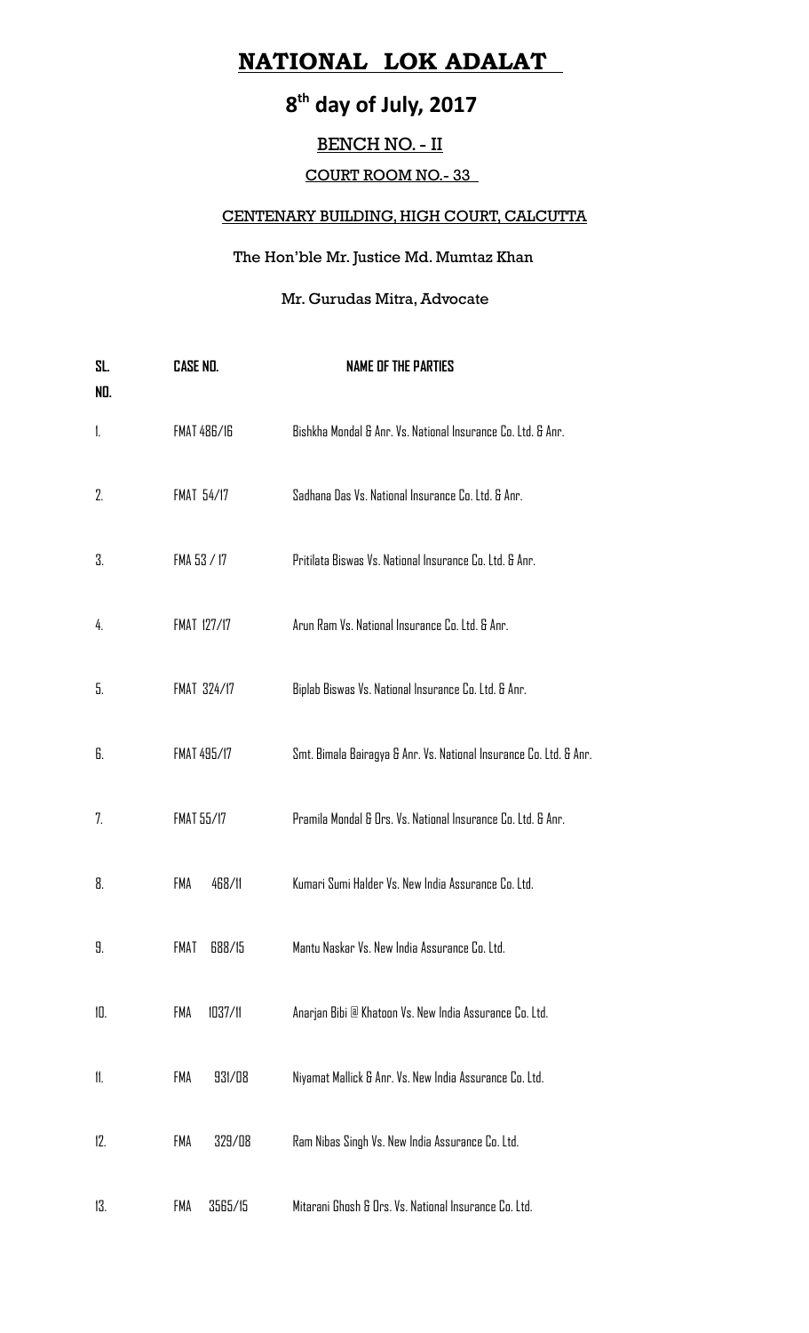# NATIONAL LOK ADALAT

## 8th day of July, 2017

### BENCH NO. - II

### COURT ROOM NO.- 33

### CENTENARY BUILDING, HIGH COURT, CALCUTTA

The Hon'ble Mr. Justice Md. Mumtaz Khan

Mr. Gurudas Mitra, Advocate

| SL. NO. | CASE NO. | NAME OF THE PARTIES |
|---|---|---|
| 1. | FMAT 486/16 | Bishkha Mondal & Anr. Vs. National Insurance Co. Ltd. & Anr. |
| 2. | FMAT 54/17 | Sadhana Das Vs. National Insurance Co. Ltd. & Anr. |
| 3. | FMA 53 / 17 | Pritilata Biswas Vs. National Insurance Co. Ltd. & Anr. |
| 4. | FMAT 127/17 | Arun Ram Vs. National Insurance Co. Ltd. & Anr. |
| 5. | FMAT 324/17 | Biplab Biswas Vs. National Insurance Co. Ltd. & Anr. |
| 6. | FMAT 495/17 | Smt. Bimala Bairagya & Anr. Vs. National Insurance Co. Ltd. & Anr. |
| 7. | FMAT 55/17 | Pramila Mondal & Ors. Vs. National Insurance Co. Ltd. & Anr. |
| 8. | FMA 468/11 | Kumari Sumi Halder Vs. New India Assurance Co. Ltd. |
| 9. | FMAT 688/15 | Mantu Naskar Vs. New India Assurance Co. Ltd. |
| 10. | FMA 1037/11 | Anarjan Bibi @ Khatoon Vs. New India Assurance Co. Ltd. |
| 11. | FMA 931/08 | Niyamat Mallick & Anr. Vs. New India Assurance Co. Ltd. |
| 12. | FMA 329/08 | Ram Nibas Singh Vs. New India Assurance Co. Ltd. |
| 13. | FMA 3565/15 | Mitarani Ghosh & Ors. Vs. National Insurance Co. Ltd. |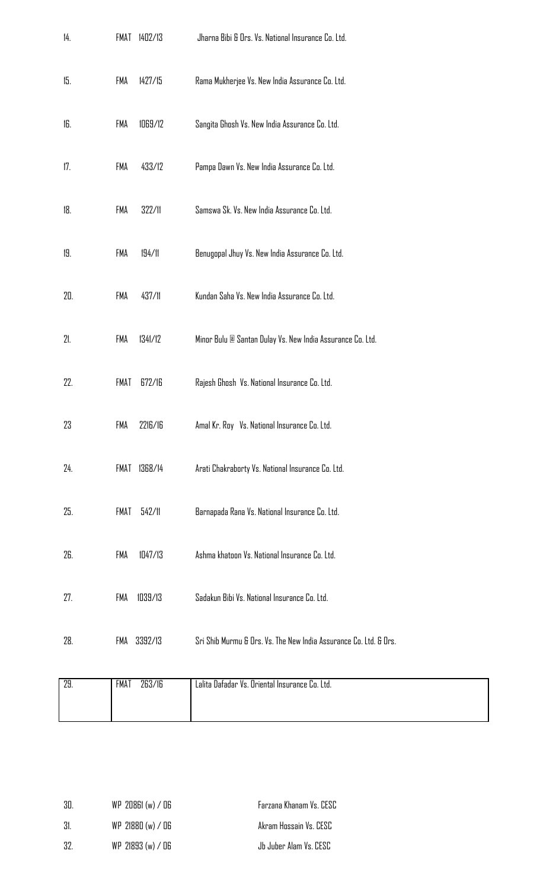| | | |
|---|---|---|
| 14. | FMAT 1402/13 | Jharna Bibi & Ors. Vs. National Insurance Co. Ltd. |
| 15. | FMA 1427/15 | Rama Mukherjee Vs. New India Assurance Co. Ltd. |
| 16. | FMA 1069/12 | Sangita Ghosh Vs. New India Assurance Co. Ltd. |
| 17. | FMA 433/12 | Pampa Dawn Vs. New India Assurance Co. Ltd. |
| 18. | FMA 322/11 | Samswa Sk. Vs. New India Assurance Co. Ltd. |
| 19. | FMA 194/11 | Benugopal Jhuy Vs. New India Assurance Co. Ltd. |
| 20. | FMA 437/11 | Kundan Saha Vs. New India Assurance Co. Ltd. |
| 21. | FMA 1341/12 | Minor Bulu @ Santan Dulay Vs. New India Assurance Co. Ltd. |
| 22. | FMAT 672/16 | Rajesh Ghosh Vs. National Insurance Co. Ltd. |
| 23 | FMA 2216/16 | Amal Kr. Roy Vs. National Insurance Co. Ltd. |
| 24. | FMAT 1368/14 | Arati Chakraborty Vs. National Insurance Co. Ltd. |
| 25. | FMAT 542/11 | Barnapada Rana Vs. National Insurance Co. Ltd. |
| 26. | FMA 1047/13 | Ashma khatoon Vs. National Insurance Co. Ltd. |
| 27. | FMA 1039/13 | Sadakun Bibi Vs. National Insurance Co. Ltd. |
| 28. | FMA 3392/13 | Sri Shib Murmu & Ors. Vs. The New India Assurance Co. Ltd. & Ors. |
| 29. | FMAT 263/16 | Lalita Dafadar Vs. Oriental Insurance Co. Ltd. |

| | | |
|---|---|---|
| 30. | WP 20861 (w) / 06 | Farzana Khanam Vs. CESC |
| 31. | WP 21880 (w) / 06 | Akram Hossain Vs. CESC |
| 32. | WP 21893 (w) / 06 | Jb Juber Alam Vs. CESC |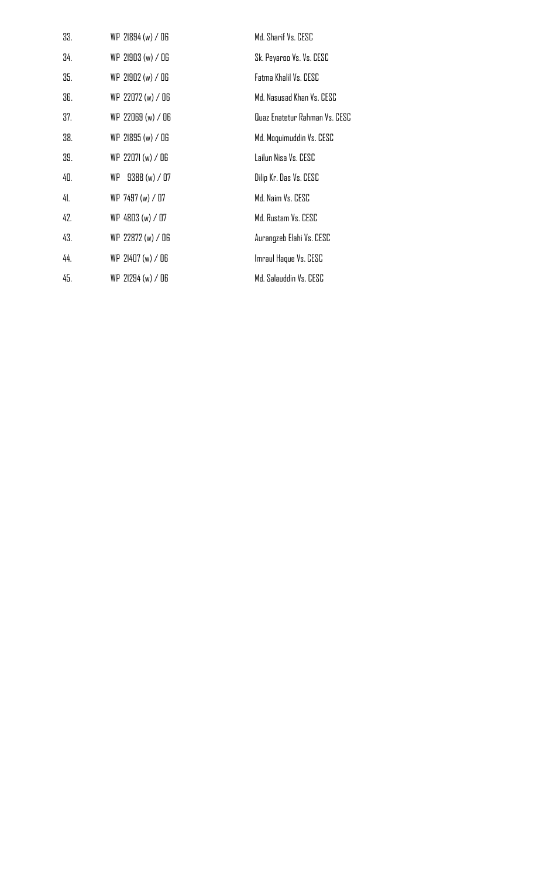| | | |
|---|---|---|
| 33. | WP 21894 (w) / 06 | Md. Sharif Vs. CESC |
| 34. | WP 21903 (w) / 06 | Sk. Peyaroo Vs. Vs. CESC |
| 35. | WP 21902 (w) / 06 | Fatma Khalil Vs. CESC |
| 36. | WP 22072 (w) / 06 | Md. Nasusad Khan Vs. CESC |
| 37. | WP 22069 (w) / 06 | Quaz Enatetur Rahman Vs. CESC |
| 38. | WP 21895 (w) / 06 | Md. Moquimuddin Vs. CESC |
| 39. | WP 22071 (w) / 06 | Lailun Nisa Vs. CESC |
| 40. | WP 9388 (w) / 07 | Dilip Kr. Das Vs. CESC |
| 41. | WP 7497 (w) / 07 | Md. Naim Vs. CESC |
| 42. | WP 4803 (w) / 07 | Md. Rustam Vs. CESC |
| 43. | WP 22872 (w) / 06 | Aurangzeb Elahi Vs. CESC |
| 44. | WP 21407 (w) / 06 | Imraul Haque Vs. CESC |
| 45. | WP 21294 (w) / 06 | Md. Salauddin Vs. CESC |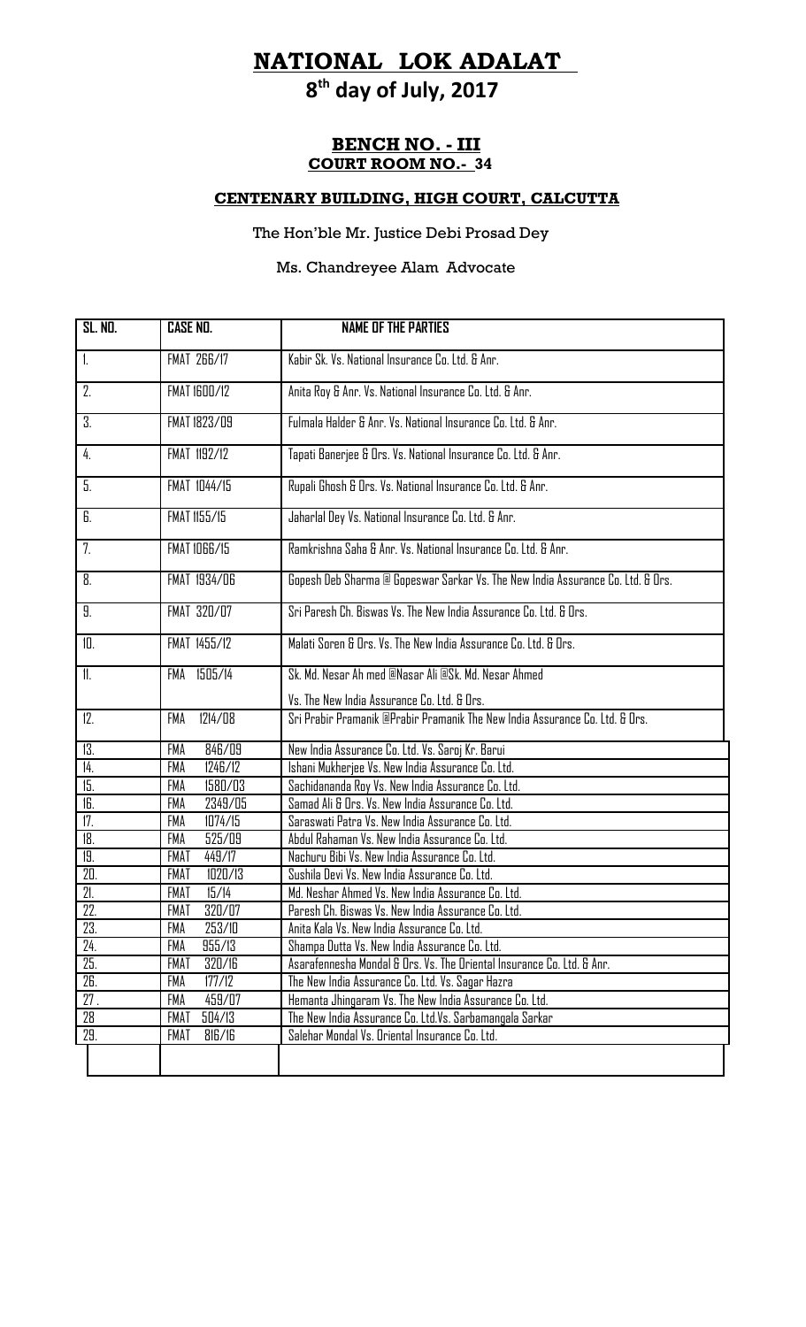# NATIONAL LOK ADALAT

## 8th day of July, 2017

### BENCH NO. - III

**COURT ROOM NO.- 34**

**CENTENARY BUILDING, HIGH COURT, CALCUTTA**

The Hon'ble Mr. Justice Debi Prosad Dey

Ms. Chandreyee Alam Advocate

| SL. NO. | CASE NO. | NAME OF THE PARTIES |
|---|---|---|
| 1. | FMAT 266/17 | Kabir Sk. Vs. National Insurance Co. Ltd. & Anr. |
| 2. | FMAT 1600/12 | Anita Roy & Anr. Vs. National Insurance Co. Ltd. & Anr. |
| 3. | FMAT 1823/09 | Fulmala Halder & Anr. Vs. National Insurance Co. Ltd. & Anr. |
| 4. | FMAT 1192/12 | Tapati Banerjee & Ors. Vs. National Insurance Co. Ltd. & Anr. |
| 5. | FMAT 1044/15 | Rupali Ghosh & Ors. Vs. National Insurance Co. Ltd. & Anr. |
| 6. | FMAT 1155/15 | Jaharlal Dey Vs. National Insurance Co. Ltd. & Anr. |
| 7. | FMAT 1066/15 | Ramkrishna Saha & Anr. Vs. National Insurance Co. Ltd. & Anr. |
| 8. | FMAT 1934/06 | Gopesh Deb Sharma @ Gopeswar Sarkar Vs. The New India Assurance Co. Ltd. & Ors. |
| 9. | FMAT 320/07 | Sri Paresh Ch. Biswas Vs. The New India Assurance Co. Ltd. & Ors. |
| 10. | FMAT 1455/12 | Malati Soren & Ors. Vs. The New India Assurance Co. Ltd. & Ors. |
| 11. | FMA 1505/14 | Sk. Md. Nesar Ah med @Nasar Ali @Sk. Md. Nesar Ahmed Vs. The New India Assurance Co. Ltd. & Ors. |
| 12. | FMA 1214/08 | Sri Prabir Pramanik @Prabir Pramanik The New India Assurance Co. Ltd. & Ors. |
| 13. | FMA 846/09 | New India Assurance Co. Ltd. Vs. Saroj Kr. Barui |
| 14. | FMA 1246/12 | Ishani Mukherjee Vs. New India Assurance Co. Ltd. |
| 15. | FMA 1580/03 | Sachidananda Roy Vs. New India Assurance Co. Ltd. |
| 16. | FMA 2349/05 | Samad Ali & Ors. Vs. New India Assurance Co. Ltd. |
| 17. | FMA 1074/15 | Saraswati Patra Vs. New India Assurance Co. Ltd. |
| 18. | FMA 525/09 | Abdul Rahaman Vs. New India Assurance Co. Ltd. |
| 19. | FMAT 449/17 | Nachuru Bibi Vs. New India Assurance Co. Ltd. |
| 20. | FMAT 1020/13 | Sushila Devi Vs. New India Assurance Co. Ltd. |
| 21. | FMAT 15/14 | Md. Neshar Ahmed Vs. New India Assurance Co. Ltd. |
| 22. | FMAT 320/07 | Paresh Ch. Biswas Vs. New India Assurance Co. Ltd. |
| 23. | FMA 253/10 | Anita Kala Vs. New India Assurance Co. Ltd. |
| 24. | FMA 955/13 | Shampa Dutta Vs. New India Assurance Co. Ltd. |
| 25. | FMAT 320/16 | Asarafennesha Mondal & Ors. Vs. The Oriental Insurance Co. Ltd. & Anr. |
| 26. | FMA 177/12 | The New India Assurance Co. Ltd. Vs. Sagar Hazra |
| 27 . | FMA 459/07 | Hemanta Jhingaram Vs. The New India Assurance Co. Ltd. |
| 28 | FMAT 504/13 | The New India Assurance Co. Ltd.Vs. Sarbamangala Sarkar |
| 29. | FMAT 816/16 | Salehar Mondal Vs. Oriental Insurance Co. Ltd. |
| | | |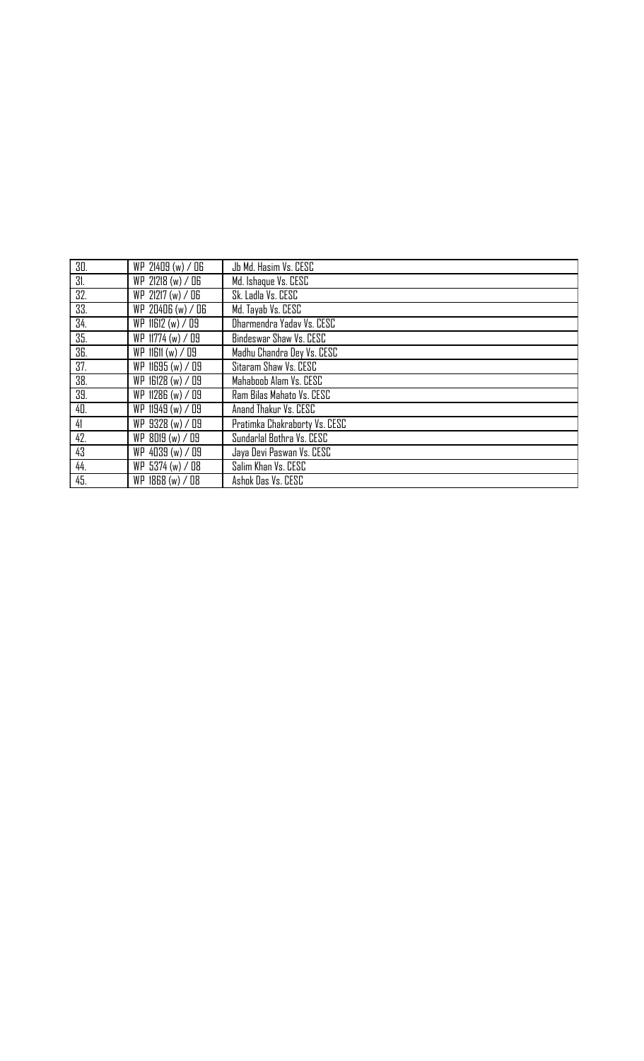| | | |
|---|---|---|
| 30. | WP 21409 (w) / 06 | Jb Md. Hasim Vs. CESC |
| 31. | WP 21218 (w) / 06 | Md. Ishaque Vs. CESC |
| 32. | WP 21217 (w) / 06 | Sk. Ladla Vs. CESC |
| 33. | WP 20406 (w) / 06 | Md. Tayab Vs. CESC |
| 34. | WP 11612 (w) / 09 | Dharmendra Yadav Vs. CESC |
| 35. | WP 11774 (w) / 09 | Bindeswar Shaw Vs. CESC |
| 36. | WP 11611 (w) / 09 | Madhu Chandra Dey Vs. CESC |
| 37. | WP 11695 (w) / 09 | Sitaram Shaw Vs. CESC |
| 38. | WP 16128 (w) / 09 | Mahaboob Alam Vs. CESC |
| 39. | WP 11286 (w) / 09 | Ram Bilas Mahato Vs. CESC |
| 40. | WP 11949 (w) / 09 | Anand Thakur Vs. CESC |
| 41 | WP 9328 (w) / 09 | Pratimka Chakraborty Vs. CESC |
| 42. | WP 8019 (w) / 09 | Sundarlal Bothra Vs. CESC |
| 43 | WP 4039 (w) / 09 | Jaya Devi Paswan Vs. CESC |
| 44. | WP 5374 (w) / 08 | Salim Khan Vs. CESC |
| 45. | WP 1868 (w) / 08 | Ashok Das Vs. CESC |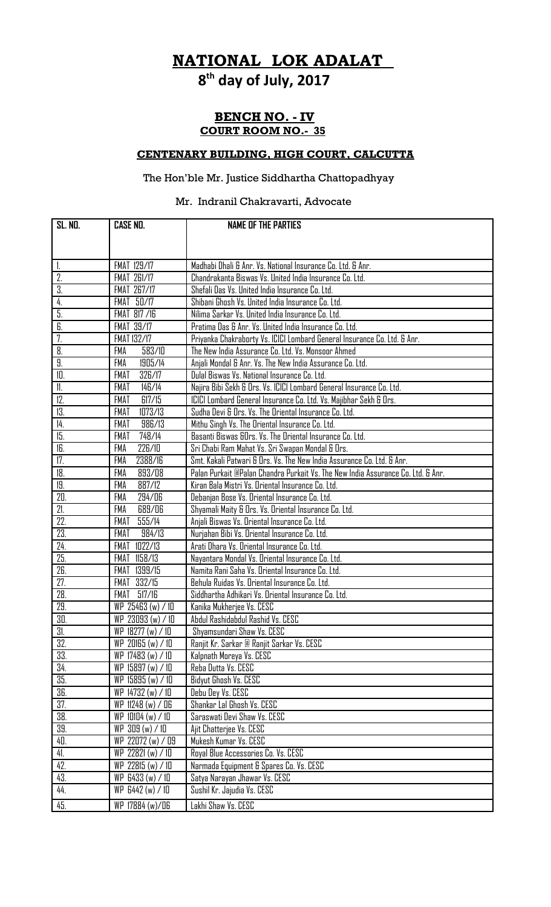# NATIONAL LOK ADALAT

## 8th day of July, 2017

### BENCH NO. - IV

### COURT ROOM NO.- 35

### CENTENARY BUILDING, HIGH COURT, CALCUTTA

The Hon'ble Mr. Justice Siddhartha Chattopadhyay

Mr. Indranil Chakravarti, Advocate

| SL. NO. | CASE NO. | NAME OF THE PARTIES |
|---|---|---|
| 1. | FMAT 129/17 | Madhabi Dhali & Anr. Vs. National Insurance Co. Ltd. & Anr. |
| 2. | FMAT 261/17 | Chandrakanta Biswas Vs. United India Insurance Co. Ltd. |
| 3. | FMAT 267/17 | Shefali Das Vs. United India Insurance Co. Ltd. |
| 4. | FMAT 50/17 | Shibani Ghosh Vs. United India Insurance Co. Ltd. |
| 5. | FMAT 817 /16 | Nilima Sarkar Vs. United India Insurance Co. Ltd. |
| 6. | FMAT 39/17 | Pratima Das & Anr. Vs. United India Insurance Co. Ltd. |
| 7. | FMAT 132/17 | Priyanka Chakraborty Vs. ICICI Lombard General Insurance Co. Ltd. & Anr. |
| 8. | FMA 583/10 | The New India Assurance Co. Ltd. Vs. Monsoor Ahmed |
| 9. | FMA 1905/14 | Anjali Mondal & Anr. Vs. The New India Assurance Co. Ltd. |
| 10. | FMAT 326/17 | Dulal Biswas Vs. National Insurance Co. Ltd. |
| 11. | FMAT 146/14 | Najira Bibi Sekh & Ors. Vs. ICICI Lombard General Insurance Co. Ltd. |
| 12. | FMAT 617/15 | ICICI Lombard General Insurance Co. Ltd. Vs. Majibhar Sekh & Ors. |
| 13. | FMAT 1073/13 | Sudha Devi & Ors. Vs. The Oriental Insurance Co. Ltd. |
| 14. | FMAT 986/13 | Mithu Singh Vs. The Oriental Insurance Co. Ltd. |
| 15. | FMAT 748/14 | Basanti Biswas &Ors. Vs. The Oriental Insurance Co. Ltd. |
| 16. | FMA 226/10 | Sri Chabi Ram Mahat Vs. Sri Swapan Mondal & Ors. |
| 17. | FMA 2388/16 | Smt. Kakali Patwari & Ors. Vs. The New India Assurance Co. Ltd. & Anr. |
| 18. | FMA 893/08 | Palan Purkait @Palan Chandra Purkait Vs. The New India Assurance Co. Ltd. & Anr. |
| 19. | FMA 887/12 | Kiran Bala Mistri Vs. Oriental Insurance Co. Ltd. |
| 20. | FMA 294/06 | Debanjan Bose Vs. Oriental Insurance Co. Ltd. |
| 21. | FMA 689/06 | Shyamali Maity & Ors. Vs. Oriental Insurance Co. Ltd. |
| 22. | FMAT 555/14 | Anjali Biswas Vs. Oriental Insurance Co. Ltd. |
| 23. | FMAT 984/13 | Nurjahan Bibi Vs. Oriental Insurance Co. Ltd. |
| 24. | FMAT 1022/13 | Arati Dhara Vs. Oriental Insurance Co. Ltd. |
| 25. | FMAT 1158/13 | Nayantara Mondal Vs. Oriental Insurance Co. Ltd. |
| 26. | FMAT 1399/15 | Namita Rani Saha Vs. Oriental Insurance Co. Ltd. |
| 27. | FMAT 332/15 | Behula Ruidas Vs. Oriental Insurance Co. Ltd. |
| 28. | FMAT 517/16 | Siddhartha Adhikari Vs. Oriental Insurance Co. Ltd. |
| 29. | WP 25463 (w) / 10 | Kanika Mukherjee Vs. CESC |
| 30. | WP 23093 (w) / 10 | Abdul Rashidabdul Rashid Vs. CESC |
| 31. | WP 18277 (w) / 10 | Shyamsundari Shaw Vs. CESC |
| 32. | WP 20165 (w) / 10 | Ranjit Kr. Sarkar @ Ranjit Sarkar Vs. CESC |
| 33. | WP 17483 (w) / 10 | Kalpnath Moreya Vs. CESC |
| 34. | WP 15897 (w) / 10 | Reba Dutta Vs. CESC |
| 35. | WP 15895 (w) / 10 | Bidyut Ghosh Vs. CESC |
| 36. | WP 14732 (w) / 10 | Debu Dey Vs. CESC |
| 37. | WP 11248 (w) / 06 | Shankar Lal Ghosh Vs. CESC |
| 38. | WP 10104 (w) / 10 | Saraswati Devi Shaw Vs. CESC |
| 39. | WP 309 (w) / 10 | Ajit Chatterjee Vs. CESC |
| 40. | WP 22072 (w) / 09 | Mukesh Kumar Vs. CESC |
| 41. | WP 22821 (w) / 10 | Royal Blue Accessories Co. Vs. CESC |
| 42. | WP 22815 (w) / 10 | Narmada Equipment & Spares Co. Vs. CESC |
| 43. | WP 6433 (w) / 10 | Satya Narayan Jhawar Vs. CESC |
| 44. | WP 6442 (w) / 10 | Sushil Kr. Jajudia Vs. CESC |
| 45. | WP 17884 (w)/06 | Lakhi Shaw Vs. CESC |